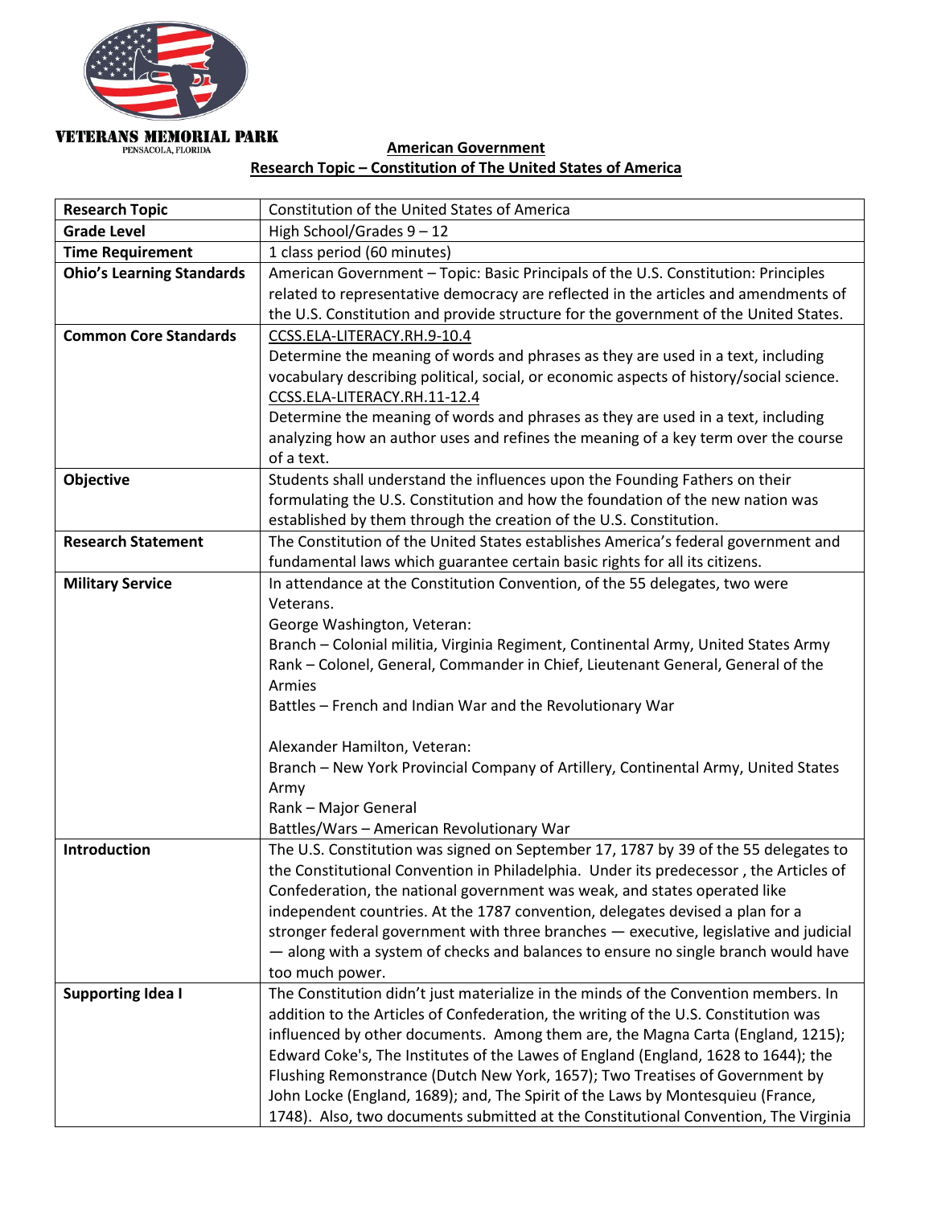VETERANS MEMORIAL PARK
PENSACOLA, FLORIDA

**American Government**

**Research Topic – Constitution of The United States of America**

| **Research Topic** | Constitution of the United States of America |
|---|---|
| **Grade Level** | High School/Grades 9 – 12 |
| **Time Requirement** | 1 class period (60 minutes) |
| **Ohio's Learning Standards** | American Government – Topic: Basic Principals of the U.S. Constitution: Principles related to representative democracy are reflected in the articles and amendments of the U.S. Constitution and provide structure for the government of the United States. |
| **Common Core Standards** | CCSS.ELA-LITERACY.RH.9-10.4<br>Determine the meaning of words and phrases as they are used in a text, including vocabulary describing political, social, or economic aspects of history/social science.<br>CCSS.ELA-LITERACY.RH.11-12.4<br>Determine the meaning of words and phrases as they are used in a text, including analyzing how an author uses and refines the meaning of a key term over the course of a text. |
| **Objective** | Students shall understand the influences upon the Founding Fathers on their formulating the U.S. Constitution and how the foundation of the new nation was established by them through the creation of the U.S. Constitution. |
| **Research Statement** | The Constitution of the United States establishes America's federal government and fundamental laws which guarantee certain basic rights for all its citizens. |
| **Military Service** | In attendance at the Constitution Convention, of the 55 delegates, two were Veterans.<br>George Washington, Veteran:<br>Branch – Colonial militia, Virginia Regiment, Continental Army, United States Army<br>Rank – Colonel, General, Commander in Chief, Lieutenant General, General of the Armies<br>Battles – French and Indian War and the Revolutionary War<br><br>Alexander Hamilton, Veteran:<br>Branch – New York Provincial Company of Artillery, Continental Army, United States Army<br>Rank – Major General<br>Battles/Wars – American Revolutionary War |
| **Introduction** | The U.S. Constitution was signed on September 17, 1787 by 39 of the 55 delegates to the Constitutional Convention in Philadelphia. Under its predecessor , the Articles of Confederation, the national government was weak, and states operated like independent countries. At the 1787 convention, delegates devised a plan for a stronger federal government with three branches — executive, legislative and judicial — along with a system of checks and balances to ensure no single branch would have too much power. |
| **Supporting Idea I** | The Constitution didn't just materialize in the minds of the Convention members. In addition to the Articles of Confederation, the writing of the U.S. Constitution was influenced by other documents. Among them are, the Magna Carta (England, 1215); Edward Coke's, The Institutes of the Lawes of England (England, 1628 to 1644); the Flushing Remonstrance (Dutch New York, 1657); Two Treatises of Government by John Locke (England, 1689); and, The Spirit of the Laws by Montesquieu (France, 1748). Also, two documents submitted at the Constitutional Convention, The Virginia |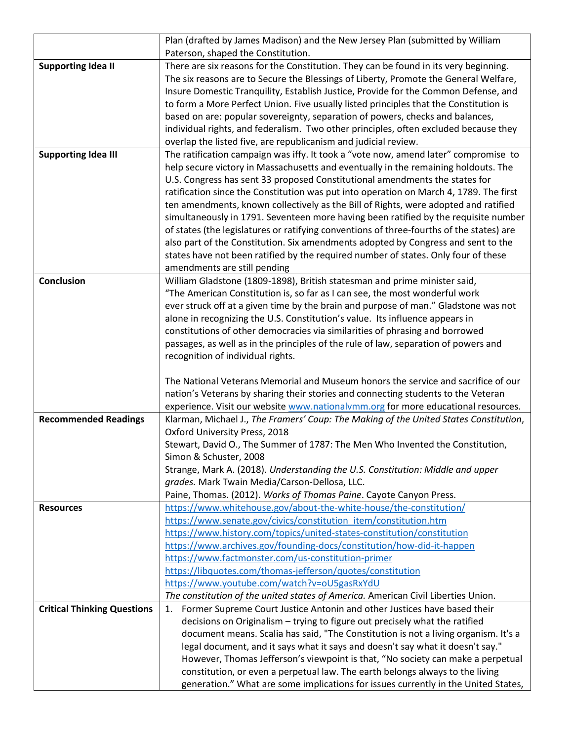| | |
|---|---|
| | Plan (drafted by James Madison) and the New Jersey Plan (submitted by William Paterson, shaped the Constitution. |
| **Supporting Idea II** | There are six reasons for the Constitution. They can be found in its very beginning. The six reasons are to Secure the Blessings of Liberty, Promote the General Welfare, Insure Domestic Tranquility, Establish Justice, Provide for the Common Defense, and to form a More Perfect Union. Five usually listed principles that the Constitution is based on are: popular sovereignty, separation of powers, checks and balances, individual rights, and federalism. Two other principles, often excluded because they overlap the listed five, are republicanism and judicial review. |
| **Supporting Idea III** | The ratification campaign was iffy. It took a "vote now, amend later" compromise to help secure victory in Massachusetts and eventually in the remaining holdouts. The U.S. Congress has sent 33 proposed Constitutional amendments the states for ratification since the Constitution was put into operation on March 4, 1789. The first ten amendments, known collectively as the Bill of Rights, were adopted and ratified simultaneously in 1791. Seventeen more having been ratified by the requisite number of states (the legislatures or ratifying conventions of three-fourths of the states) are also part of the Constitution. Six amendments adopted by Congress and sent to the states have not been ratified by the required number of states. Only four of these amendments are still pending |
| **Conclusion** | William Gladstone (1809-1898), British statesman and prime minister said, "The American Constitution is, so far as I can see, the most wonderful work ever struck off at a given time by the brain and purpose of man." Gladstone was not alone in recognizing the U.S. Constitution's value. Its influence appears in constitutions of other democracies via similarities of phrasing and borrowed passages, as well as in the principles of the rule of law, separation of powers and recognition of individual rights.<br><br>The National Veterans Memorial and Museum honors the service and sacrifice of our nation's Veterans by sharing their stories and connecting students to the Veteran experience. Visit our website [www.nationalvmm.org](www.nationalvmm.org) for more educational resources. |
| **Recommended Readings** | Klarman, Michael J., *The Framers' Coup: The Making of the United States Constitution*, Oxford University Press, 2018<br>Stewart, David O., The Summer of 1787: The Men Who Invented the Constitution, Simon & Schuster, 2008<br>Strange, Mark A. (2018). *Understanding the U.S. Constitution: Middle and upper grades.* Mark Twain Media/Carson-Dellosa, LLC.<br>Paine, Thomas. (2012). *Works of Thomas Paine*. Cayote Canyon Press. |
| **Resources** | https://www.whitehouse.gov/about-the-white-house/the-constitution/<br>https://www.senate.gov/civics/constitution_item/constitution.htm<br>https://www.history.com/topics/united-states-constitution/constitution<br>https://www.archives.gov/founding-docs/constitution/how-did-it-happen<br>https://www.factmonster.com/us-constitution-primer<br>https://libquotes.com/thomas-jefferson/quotes/constitution<br>https://www.youtube.com/watch?v=oU5gasRxYdU<br>*The constitution of the united states of America.* American Civil Liberties Union. |
| **Critical Thinking Questions** | 1. Former Supreme Court Justice Antonin and other Justices have based their decisions on Originalism – trying to figure out precisely what the ratified document means. Scalia has said, "The Constitution is not a living organism. It's a legal document, and it says what it says and doesn't say what it doesn't say." However, Thomas Jefferson's viewpoint is that, "No society can make a perpetual constitution, or even a perpetual law. The earth belongs always to the living generation." What are some implications for issues currently in the United States, |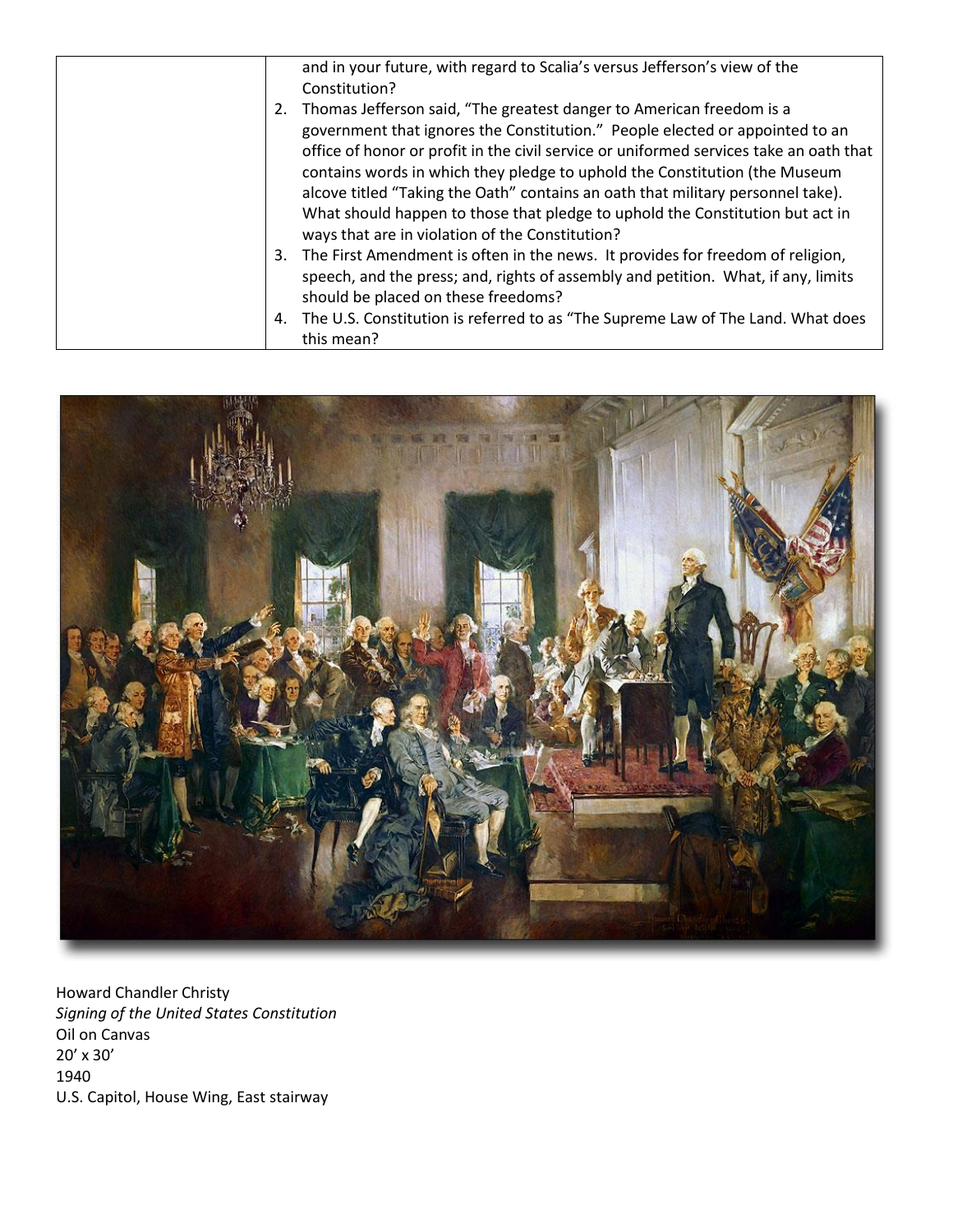| | and in your future, with regard to Scalia's versus Jefferson's view of the Constitution?<br>2. Thomas Jefferson said, "The greatest danger to American freedom is a government that ignores the Constitution." People elected or appointed to an office of honor or profit in the civil service or uniformed services take an oath that contains words in which they pledge to uphold the Constitution (the Museum alcove titled "Taking the Oath" contains an oath that military personnel take). What should happen to those that pledge to uphold the Constitution but act in ways that are in violation of the Constitution?<br>3. The First Amendment is often in the news. It provides for freedom of religion, speech, and the press; and, rights of assembly and petition. What, if any, limits should be placed on these freedoms?<br>4. The U.S. Constitution is referred to as "The Supreme Law of The Land. What does this mean? |
|---|---|

Howard Chandler Christy
*Signing of the United States Constitution*
Oil on Canvas
20' x 30'
1940
U.S. Capitol, House Wing, East stairway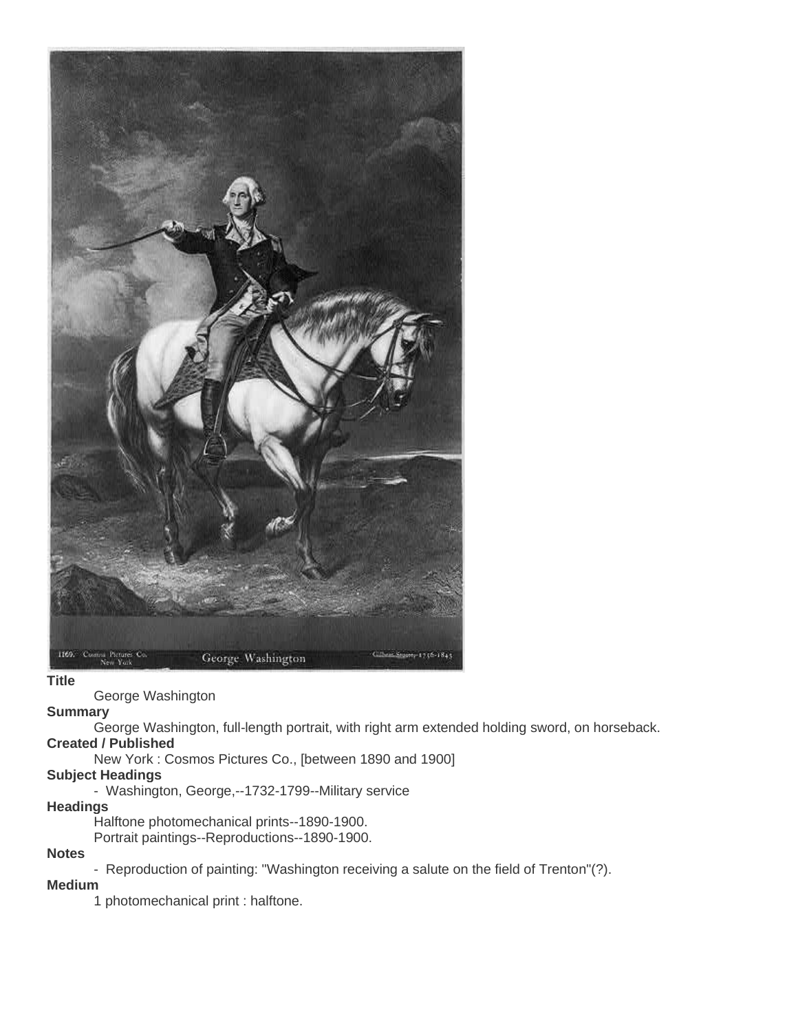**Title**

George Washington

**Summary**

George Washington, full-length portrait, with right arm extended holding sword, on horseback.

**Created / Published**

New York : Cosmos Pictures Co., [between 1890 and 1900]

**Subject Headings**

- Washington, George,--1732-1799--Military service

**Headings**

Halftone photomechanical prints--1890-1900.

Portrait paintings--Reproductions--1890-1900.

**Notes**

- Reproduction of painting: "Washington receiving a salute on the field of Trenton"(?).

**Medium**

1 photomechanical print : halftone.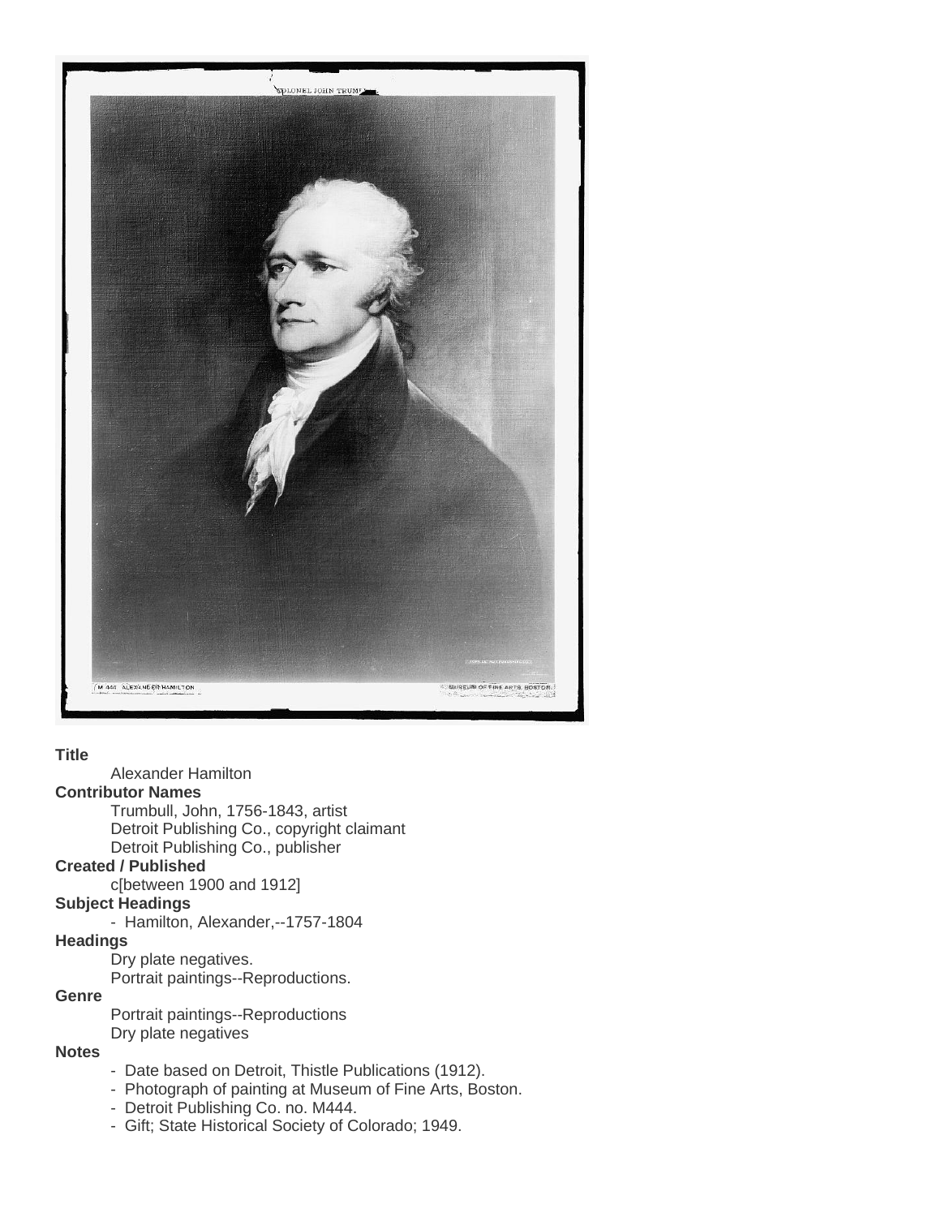**Title**

Alexander Hamilton

**Contributor Names**

Trumbull, John, 1756-1843, artist
Detroit Publishing Co., copyright claimant
Detroit Publishing Co., publisher

**Created / Published**

c[between 1900 and 1912]

**Subject Headings**

- Hamilton, Alexander,--1757-1804

**Headings**

Dry plate negatives.
Portrait paintings--Reproductions.

**Genre**

Portrait paintings--Reproductions
Dry plate negatives

**Notes**

- Date based on Detroit, Thistle Publications (1912).
- Photograph of painting at Museum of Fine Arts, Boston.
- Detroit Publishing Co. no. M444.
- Gift; State Historical Society of Colorado; 1949.